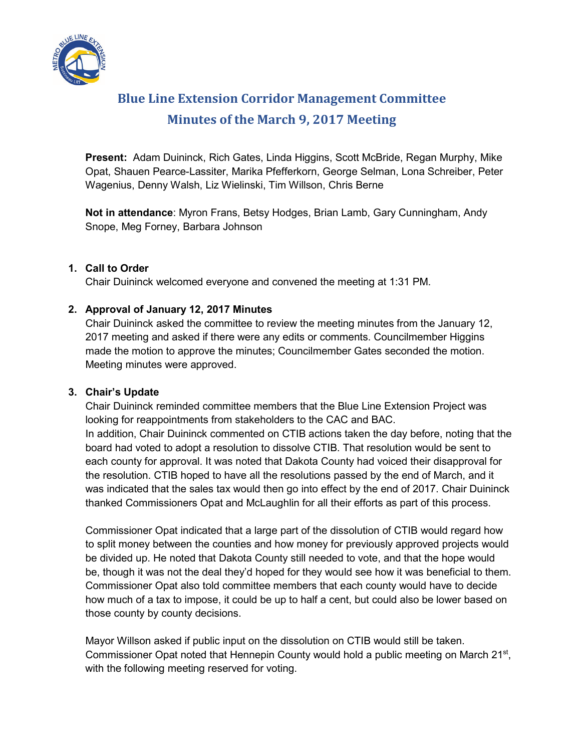# Blue Line Extension Corridor Management Committee
## Minutes of the March 9, 2017 Meeting

**Present:** Adam Duininck, Rich Gates, Linda Higgins, Scott McBride, Regan Murphy, Mike Opat, Shauen Pearce-Lassiter, Marika Pfefferkorn, George Selman, Lona Schreiber, Peter Wagenius, Denny Walsh, Liz Wielinski, Tim Willson, Chris Berne

**Not in attendance**: Myron Frans, Betsy Hodges, Brian Lamb, Gary Cunningham, Andy Snope, Meg Forney, Barbara Johnson

1. **Call to Order**
   Chair Duininck welcomed everyone and convened the meeting at 1:31 PM.

2. **Approval of January 12, 2017 Minutes**
   Chair Duininck asked the committee to review the meeting minutes from the January 12, 2017 meeting and asked if there were any edits or comments. Councilmember Higgins made the motion to approve the minutes; Councilmember Gates seconded the motion. Meeting minutes were approved.

3. **Chair's Update**
   Chair Duininck reminded committee members that the Blue Line Extension Project was looking for reappointments from stakeholders to the CAC and BAC.
   In addition, Chair Duininck commented on CTIB actions taken the day before, noting that the board had voted to adopt a resolution to dissolve CTIB. That resolution would be sent to each county for approval. It was noted that Dakota County had voiced their disapproval for the resolution. CTIB hoped to have all the resolutions passed by the end of March, and it was indicated that the sales tax would then go into effect by the end of 2017. Chair Duininck thanked Commissioners Opat and McLaughlin for all their efforts as part of this process.

   Commissioner Opat indicated that a large part of the dissolution of CTIB would regard how to split money between the counties and how money for previously approved projects would be divided up. He noted that Dakota County still needed to vote, and that the hope would be, though it was not the deal they'd hoped for they would see how it was beneficial to them. Commissioner Opat also told committee members that each county would have to decide how much of a tax to impose, it could be up to half a cent, but could also be lower based on those county by county decisions.

   Mayor Willson asked if public input on the dissolution on CTIB would still be taken. Commissioner Opat noted that Hennepin County would hold a public meeting on March 21st, with the following meeting reserved for voting.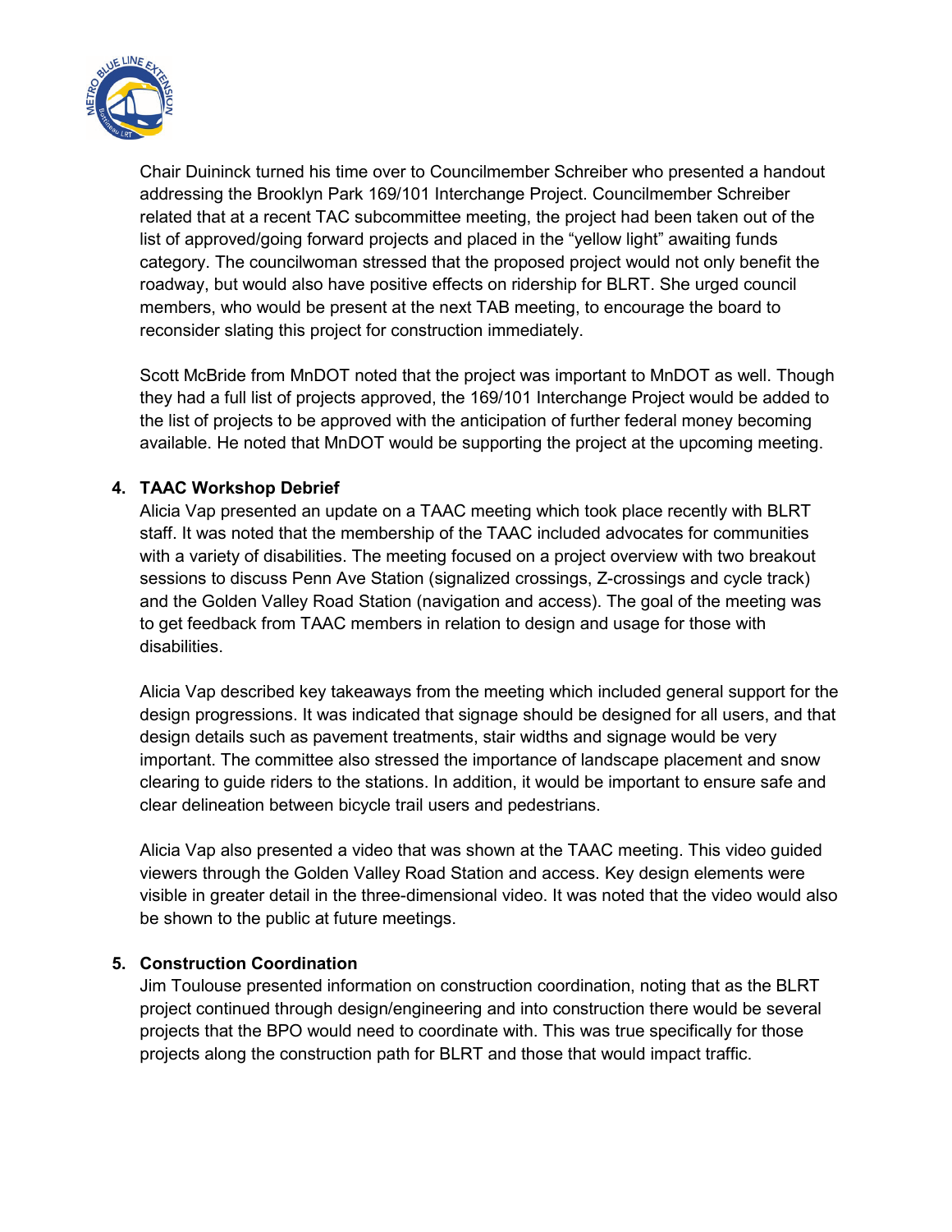Chair Duininck turned his time over to Councilmember Schreiber who presented a handout addressing the Brooklyn Park 169/101 Interchange Project. Councilmember Schreiber related that at a recent TAC subcommittee meeting, the project had been taken out of the list of approved/going forward projects and placed in the "yellow light" awaiting funds category. The councilwoman stressed that the proposed project would not only benefit the roadway, but would also have positive effects on ridership for BLRT. She urged council members, who would be present at the next TAB meeting, to encourage the board to reconsider slating this project for construction immediately.

Scott McBride from MnDOT noted that the project was important to MnDOT as well. Though they had a full list of projects approved, the 169/101 Interchange Project would be added to the list of projects to be approved with the anticipation of further federal money becoming available. He noted that MnDOT would be supporting the project at the upcoming meeting.

4. **TAAC Workshop Debrief**

   Alicia Vap presented an update on a TAAC meeting which took place recently with BLRT staff. It was noted that the membership of the TAAC included advocates for communities with a variety of disabilities. The meeting focused on a project overview with two breakout sessions to discuss Penn Ave Station (signalized crossings, Z-crossings and cycle track) and the Golden Valley Road Station (navigation and access). The goal of the meeting was to get feedback from TAAC members in relation to design and usage for those with disabilities.

   Alicia Vap described key takeaways from the meeting which included general support for the design progressions. It was indicated that signage should be designed for all users, and that design details such as pavement treatments, stair widths and signage would be very important. The committee also stressed the importance of landscape placement and snow clearing to guide riders to the stations. In addition, it would be important to ensure safe and clear delineation between bicycle trail users and pedestrians.

   Alicia Vap also presented a video that was shown at the TAAC meeting. This video guided viewers through the Golden Valley Road Station and access. Key design elements were visible in greater detail in the three-dimensional video. It was noted that the video would also be shown to the public at future meetings.

5. **Construction Coordination**

   Jim Toulouse presented information on construction coordination, noting that as the BLRT project continued through design/engineering and into construction there would be several projects that the BPO would need to coordinate with. This was true specifically for those projects along the construction path for BLRT and those that would impact traffic.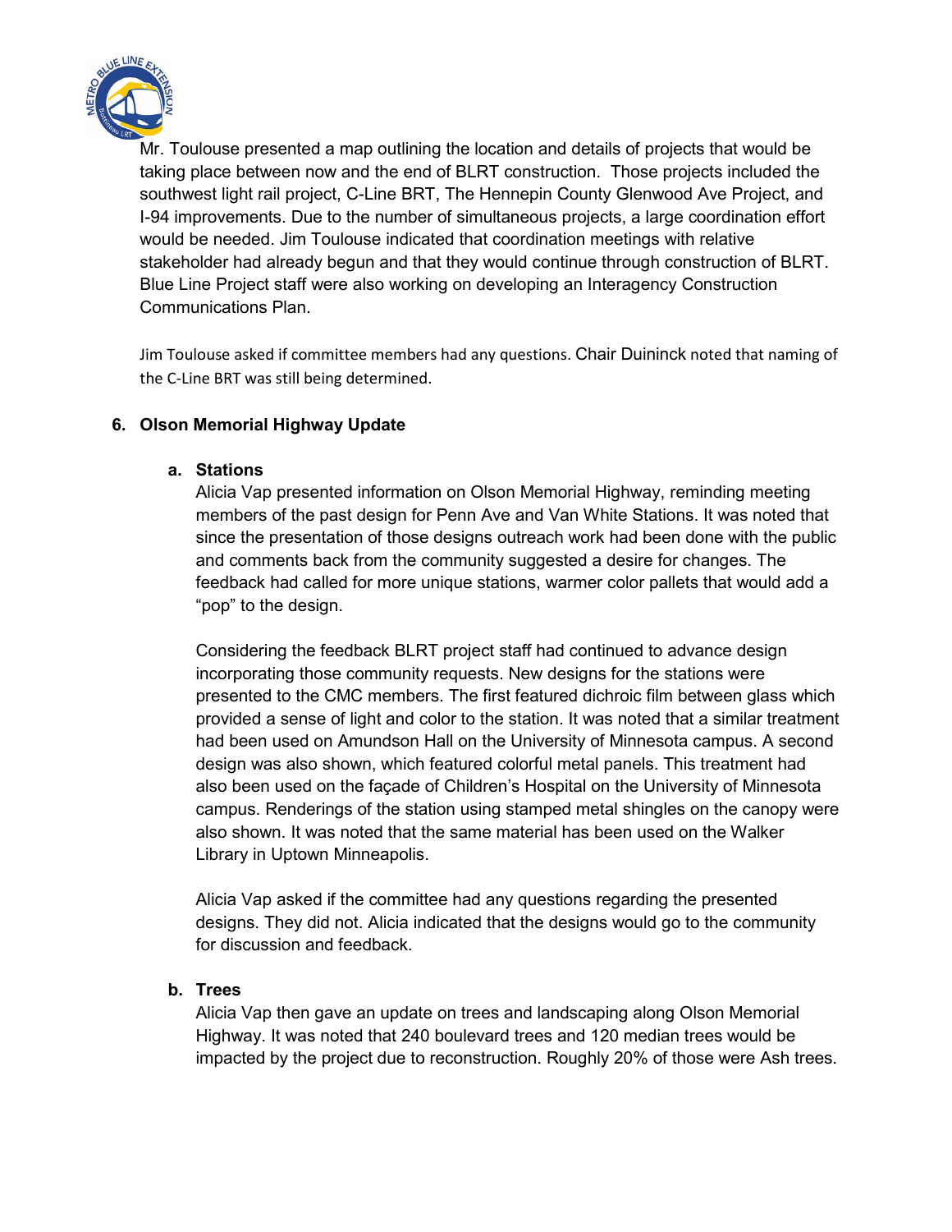Mr. Toulouse presented a map outlining the location and details of projects that would be taking place between now and the end of BLRT construction. Those projects included the southwest light rail project, C-Line BRT, The Hennepin County Glenwood Ave Project, and I-94 improvements. Due to the number of simultaneous projects, a large coordination effort would be needed. Jim Toulouse indicated that coordination meetings with relative stakeholder had already begun and that they would continue through construction of BLRT. Blue Line Project staff were also working on developing an Interagency Construction Communications Plan.

Jim Toulouse asked if committee members had any questions. Chair Duininck noted that naming of the C-Line BRT was still being determined.

6. **Olson Memorial Highway Update**

   a. **Stations**

   Alicia Vap presented information on Olson Memorial Highway, reminding meeting members of the past design for Penn Ave and Van White Stations. It was noted that since the presentation of those designs outreach work had been done with the public and comments back from the community suggested a desire for changes. The feedback had called for more unique stations, warmer color pallets that would add a "pop" to the design.

   Considering the feedback BLRT project staff had continued to advance design incorporating those community requests. New designs for the stations were presented to the CMC members. The first featured dichroic film between glass which provided a sense of light and color to the station. It was noted that a similar treatment had been used on Amundson Hall on the University of Minnesota campus. A second design was also shown, which featured colorful metal panels. This treatment had also been used on the façade of Children's Hospital on the University of Minnesota campus. Renderings of the station using stamped metal shingles on the canopy were also shown. It was noted that the same material has been used on the Walker Library in Uptown Minneapolis.

   Alicia Vap asked if the committee had any questions regarding the presented designs. They did not. Alicia indicated that the designs would go to the community for discussion and feedback.

   b. **Trees**

   Alicia Vap then gave an update on trees and landscaping along Olson Memorial Highway. It was noted that 240 boulevard trees and 120 median trees would be impacted by the project due to reconstruction. Roughly 20% of those were Ash trees.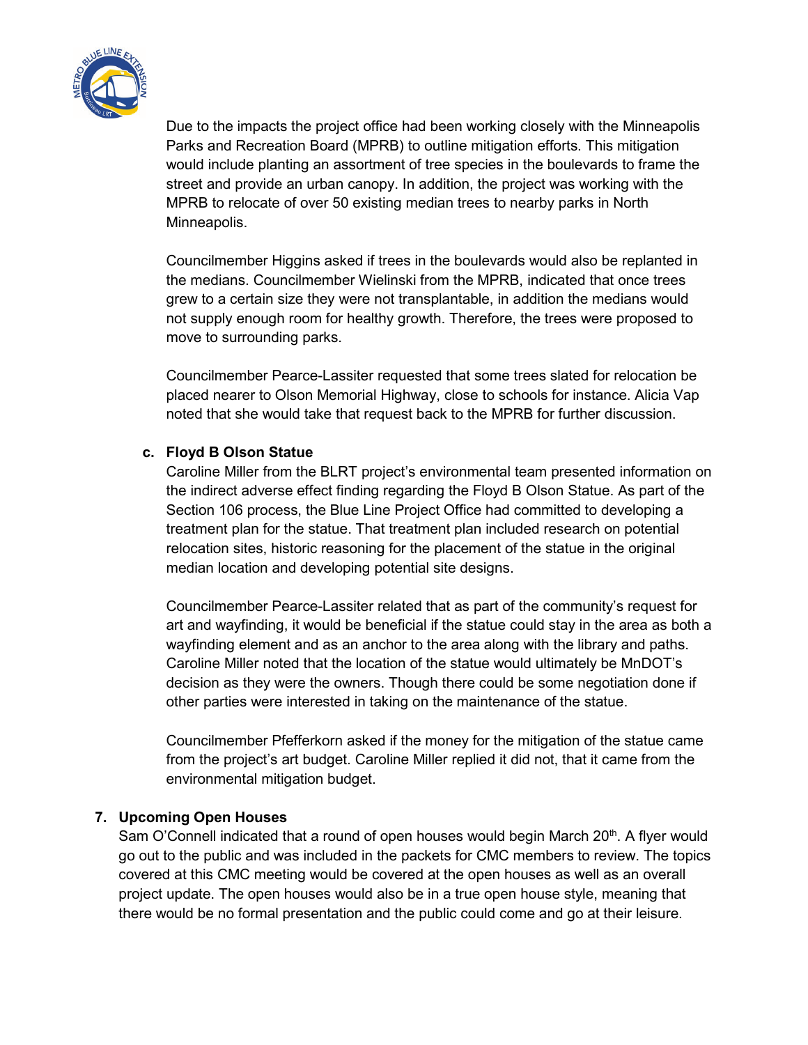Due to the impacts the project office had been working closely with the Minneapolis Parks and Recreation Board (MPRB) to outline mitigation efforts. This mitigation would include planting an assortment of tree species in the boulevards to frame the street and provide an urban canopy. In addition, the project was working with the MPRB to relocate of over 50 existing median trees to nearby parks in North Minneapolis.

Councilmember Higgins asked if trees in the boulevards would also be replanted in the medians. Councilmember Wielinski from the MPRB, indicated that once trees grew to a certain size they were not transplantable, in addition the medians would not supply enough room for healthy growth. Therefore, the trees were proposed to move to surrounding parks.

Councilmember Pearce-Lassiter requested that some trees slated for relocation be placed nearer to Olson Memorial Highway, close to schools for instance. Alicia Vap noted that she would take that request back to the MPRB for further discussion.

**c. Floyd B Olson Statue**

Caroline Miller from the BLRT project's environmental team presented information on the indirect adverse effect finding regarding the Floyd B Olson Statue. As part of the Section 106 process, the Blue Line Project Office had committed to developing a treatment plan for the statue. That treatment plan included research on potential relocation sites, historic reasoning for the placement of the statue in the original median location and developing potential site designs.

Councilmember Pearce-Lassiter related that as part of the community's request for art and wayfinding, it would be beneficial if the statue could stay in the area as both a wayfinding element and as an anchor to the area along with the library and paths. Caroline Miller noted that the location of the statue would ultimately be MnDOT's decision as they were the owners. Though there could be some negotiation done if other parties were interested in taking on the maintenance of the statue.

Councilmember Pfefferkorn asked if the money for the mitigation of the statue came from the project's art budget. Caroline Miller replied it did not, that it came from the environmental mitigation budget.

**7. Upcoming Open Houses**

Sam O'Connell indicated that a round of open houses would begin March 20th. A flyer would go out to the public and was included in the packets for CMC members to review. The topics covered at this CMC meeting would be covered at the open houses as well as an overall project update. The open houses would also be in a true open house style, meaning that there would be no formal presentation and the public could come and go at their leisure.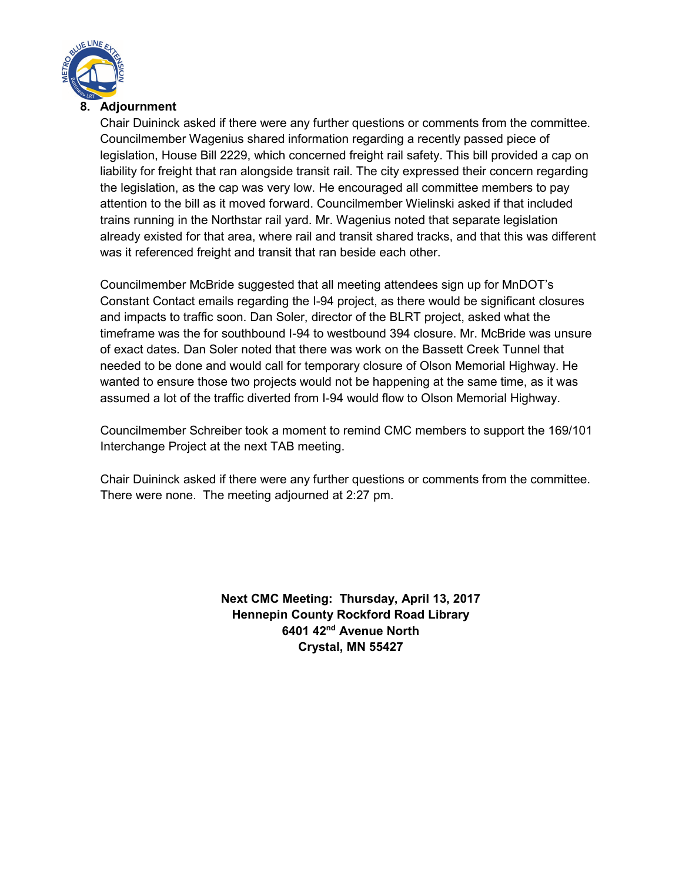8. **Adjournment**

Chair Duininck asked if there were any further questions or comments from the committee. Councilmember Wagenius shared information regarding a recently passed piece of legislation, House Bill 2229, which concerned freight rail safety. This bill provided a cap on liability for freight that ran alongside transit rail. The city expressed their concern regarding the legislation, as the cap was very low. He encouraged all committee members to pay attention to the bill as it moved forward. Councilmember Wielinski asked if that included trains running in the Northstar rail yard. Mr. Wagenius noted that separate legislation already existed for that area, where rail and transit shared tracks, and that this was different was it referenced freight and transit that ran beside each other.

Councilmember McBride suggested that all meeting attendees sign up for MnDOT's Constant Contact emails regarding the I-94 project, as there would be significant closures and impacts to traffic soon. Dan Soler, director of the BLRT project, asked what the timeframe was the for southbound I-94 to westbound 394 closure. Mr. McBride was unsure of exact dates. Dan Soler noted that there was work on the Bassett Creek Tunnel that needed to be done and would call for temporary closure of Olson Memorial Highway. He wanted to ensure those two projects would not be happening at the same time, as it was assumed a lot of the traffic diverted from I-94 would flow to Olson Memorial Highway.

Councilmember Schreiber took a moment to remind CMC members to support the 169/101 Interchange Project at the next TAB meeting.

Chair Duininck asked if there were any further questions or comments from the committee. There were none. The meeting adjourned at 2:27 pm.

**Next CMC Meeting: Thursday, April 13, 2017**
**Hennepin County Rockford Road Library**
**6401 42nd Avenue North**
**Crystal, MN 55427**